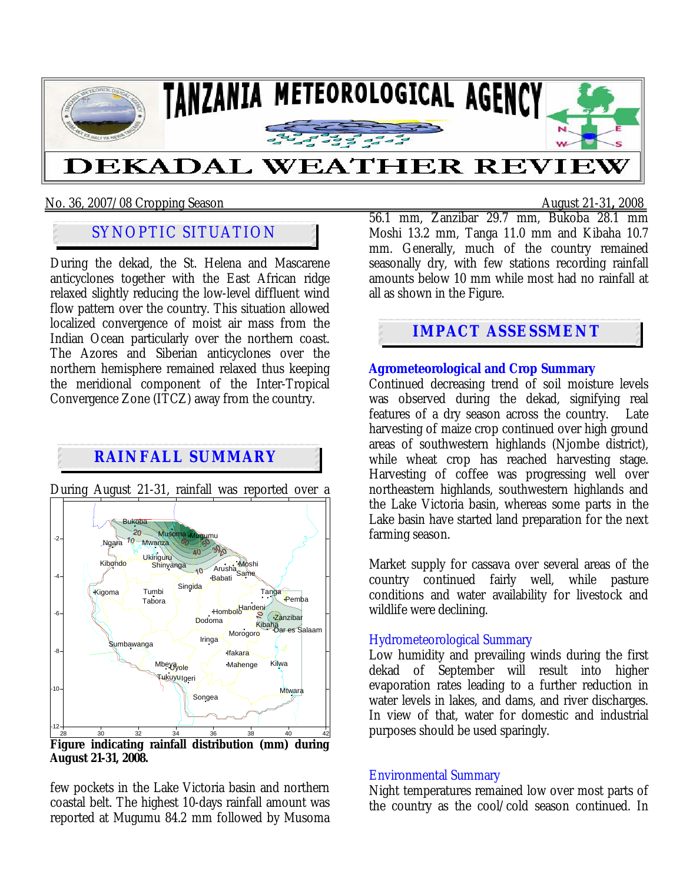# TANZANIA METEOROLOGICAL AGENCY

# DEKADAL WEATHER REVIEW

No. 36, 2007/08 Cropping Season — August 21-31, 2008

## SYNOPTIC SITUATION

During the dekad, the St. Helena and Mascarene anticyclones together with the East African ridge relaxed slightly reducing the low-level diffluent wind flow pattern over the country. This situation allowed localized convergence of moist air mass from the Indian Ocean particularly over the northern coast. The Azores and Siberian anticyclones over the northern hemisphere remained relaxed thus keeping the meridional component of the Inter-Tropical Convergence Zone (ITCZ) away from the country.

## RAINFALL SUMMARY

During August 21-31, rainfall was reported over a few pockets in the Lake Victoria basin and northern coastal belt. The highest 10-days rainfall amount was reported at Mugumu 84.2 mm followed by Musoma 56.1 mm, Zanzibar 29.7 mm, Bukoba 28.1 mm Moshi 13.2 mm, Tanga 11.0 mm and Kibaha 10.7 mm. Generally, much of the country remained seasonally dry, with few stations recording rainfall amounts below 10 mm while most had no rainfall at all as shown in the Figure.

**Figure indicating rainfall distribution (mm) during August 21-31, 2008.**

## IMPACT ASSESSMENT

### Agrometeorological and Crop Summary

Continued decreasing trend of soil moisture levels was observed during the dekad, signifying real features of a dry season across the country. Late harvesting of maize crop continued over high ground areas of southwestern highlands (Njombe district), while wheat crop has reached harvesting stage. Harvesting of coffee was progressing well over northeastern highlands, southwestern highlands and the Lake Victoria basin, whereas some parts in the Lake basin have started land preparation for the next farming season.

Market supply for cassava over several areas of the country continued fairly well, while pasture conditions and water availability for livestock and wildlife were declining.

### Hydrometeorological Summary

Low humidity and prevailing winds during the first dekad of September will result into higher evaporation rates leading to a further reduction in water levels in lakes, and dams, and river discharges. In view of that, water for domestic and industrial purposes should be used sparingly.

### Environmental Summary

Night temperatures remained low over most parts of the country as the cool/cold season continued. In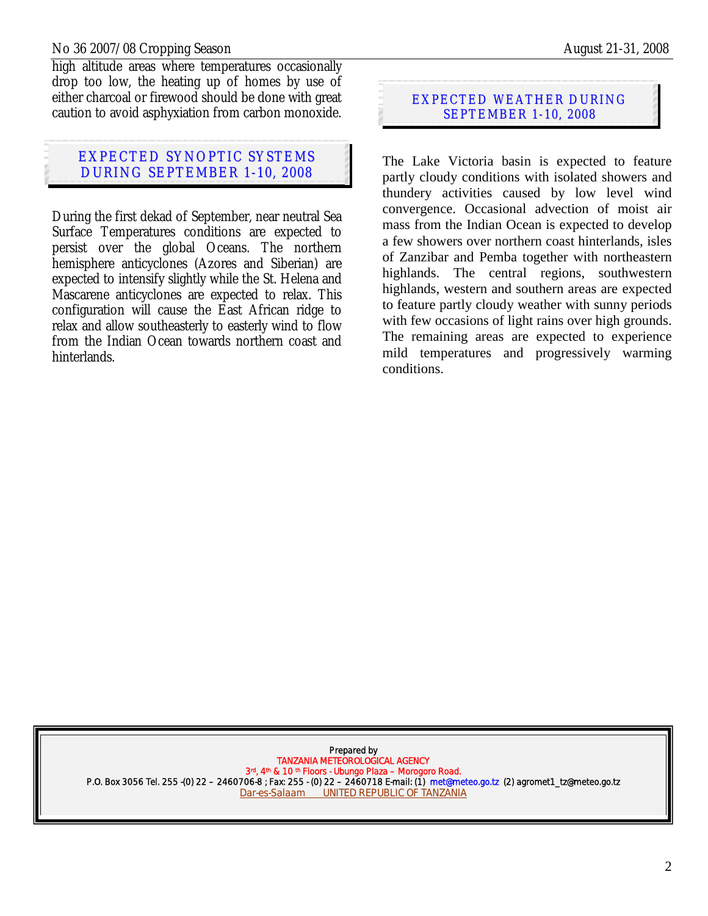high altitude areas where temperatures occasionally drop too low, the heating up of homes by use of either charcoal or firewood should be done with great caution to avoid asphyxiation from carbon monoxide.

## EXPECTED SYNOPTIC SYSTEMS DURING SEPTEMBER 1-10, 2008

During the first dekad of September, near neutral Sea Surface Temperatures conditions are expected to persist over the global Oceans. The northern hemisphere anticyclones (Azores and Siberian) are expected to intensify slightly while the St. Helena and Mascarene anticyclones are expected to relax. This configuration will cause the East African ridge to relax and allow southeasterly to easterly wind to flow from the Indian Ocean towards northern coast and hinterlands.

## EXPECTED WEATHER DURING SEPTEMBER 1-10, 2008

The Lake Victoria basin is expected to feature partly cloudy conditions with isolated showers and thundery activities caused by low level wind convergence. Occasional advection of moist air mass from the Indian Ocean is expected to develop a few showers over northern coast hinterlands, isles of Zanzibar and Pemba together with northeastern highlands. The central regions, southwestern highlands, western and southern areas are expected to feature partly cloudy weather with sunny periods with few occasions of light rains over high grounds. The remaining areas are expected to experience mild temperatures and progressively warming conditions.

Prepared by
TANZANIA METEOROLOGICAL AGENCY
3rd, 4th & 10th Floors - Ubungo Plaza – Morogoro Road.
P.O. Box 3056 Tel. 255 -(0) 22 – 2460706-8 ; Fax: 255 - (0) 22 – 2460718 E-mail: (1) met@meteo.go.tz (2) agromet1_tz@meteo.go.tz
Dar-es-Salaam UNITED REPUBLIC OF TANZANIA